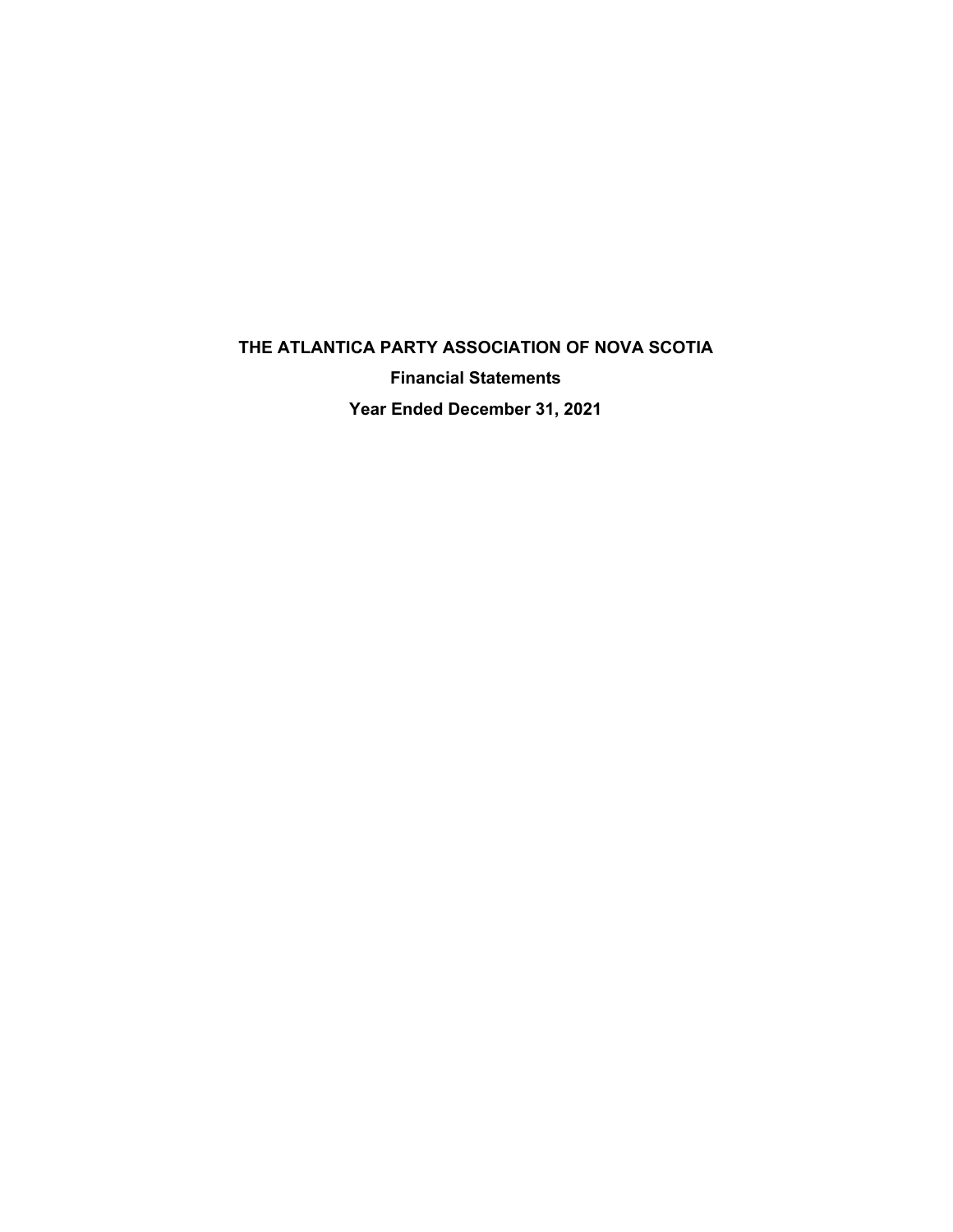# THE ATLANTICA PARTY ASSOCIATION OF NOVA SCOTIA

## Financial Statements

## Year Ended December 31, 2021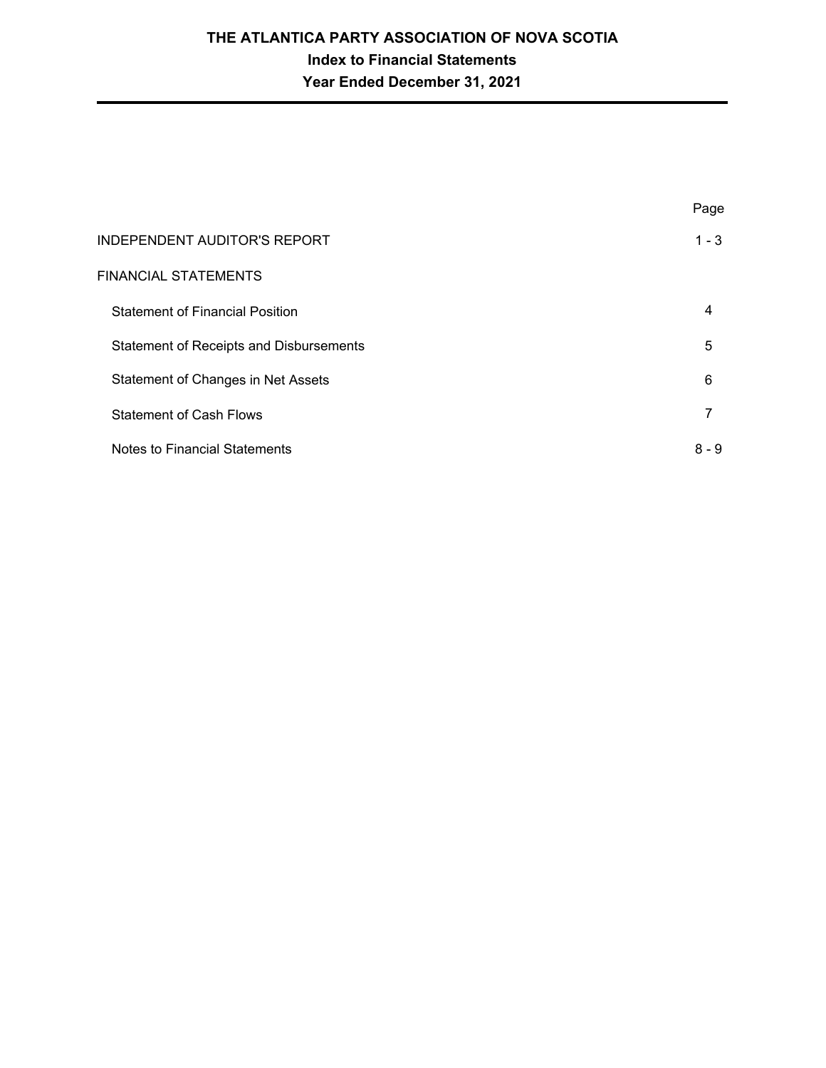# THE ATLANTICA PARTY ASSOCIATION OF NOVA SCOTIA

## Index to Financial Statements

## Year Ended December 31, 2021

| | Page |
|---|---|
| INDEPENDENT AUDITOR'S REPORT | 1 - 3 |
| FINANCIAL STATEMENTS | |
| Statement of Financial Position | 4 |
| Statement of Receipts and Disbursements | 5 |
| Statement of Changes in Net Assets | 6 |
| Statement of Cash Flows | 7 |
| Notes to Financial Statements | 8 - 9 |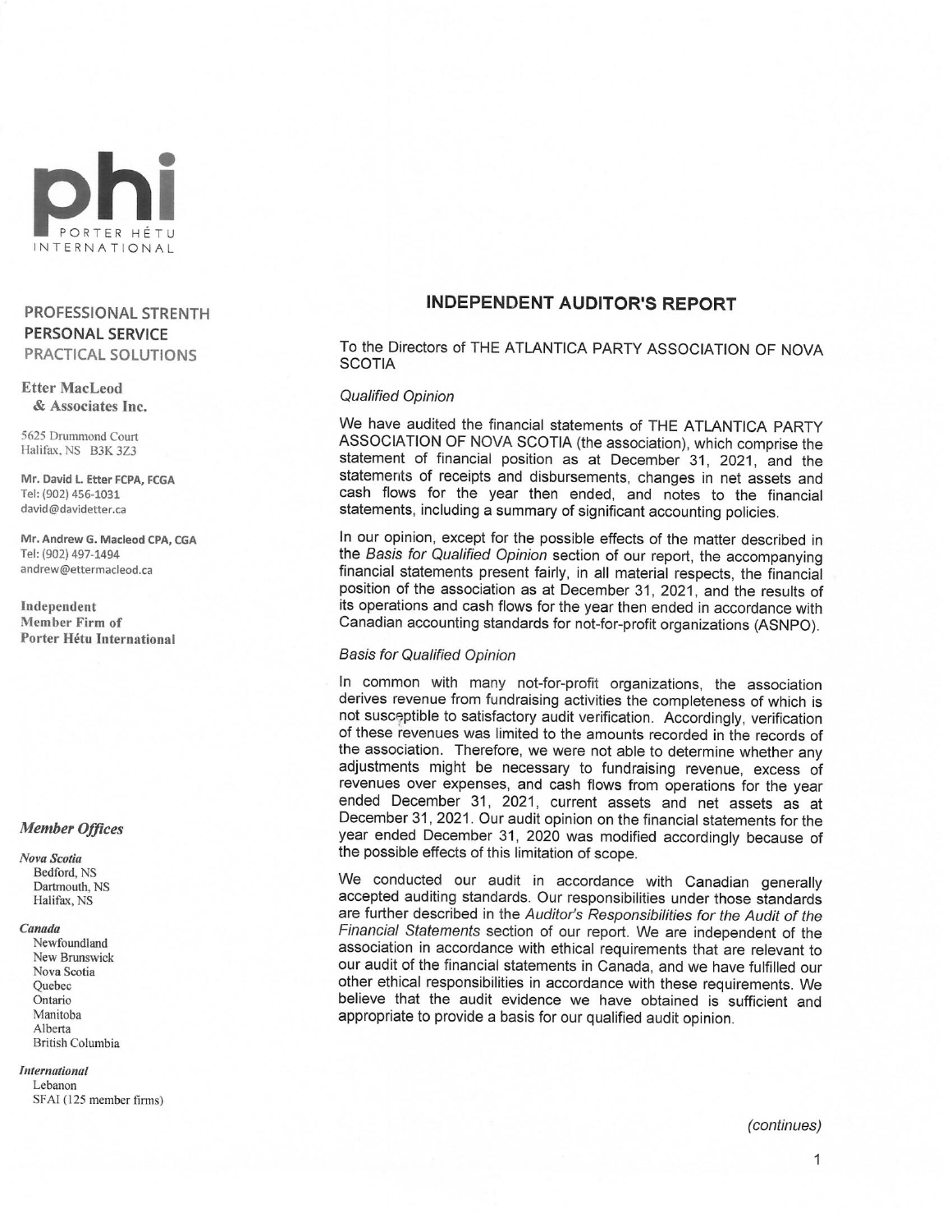PORTER HÉTU INTERNATIONAL

PROFESSIONAL STRENTH
**PERSONAL SERVICE**
PRACTICAL SOLUTIONS

**Etter MacLeod & Associates Inc.**

5625 Drummond Court
Halifax, NS B3K 3Z3

**Mr. David L. Etter FCPA, FCGA**
Tel: (902) 456-1031
david@davidetter.ca

**Mr. Andrew G. Macleod CPA, CGA**
Tel: (902) 497-1494
andrew@ettermacleod.ca

**Independent Member Firm of Porter Hétu International**

***Member Offices***

***Nova Scotia***
Bedford, NS
Dartmouth, NS
Halifax, NS

***Canada***
Newfoundland
New Brunswick
Nova Scotia
Quebec
Ontario
Manitoba
Alberta
British Columbia

***International***
Lebanon
SFAI (125 member firms)

# INDEPENDENT AUDITOR'S REPORT

To the Directors of THE ATLANTICA PARTY ASSOCIATION OF NOVA SCOTIA

*Qualified Opinion*

We have audited the financial statements of THE ATLANTICA PARTY ASSOCIATION OF NOVA SCOTIA (the association), which comprise the statement of financial position as at December 31, 2021, and the statements of receipts and disbursements, changes in net assets and cash flows for the year then ended, and notes to the financial statements, including a summary of significant accounting policies.

In our opinion, except for the possible effects of the matter described in the *Basis for Qualified Opinion* section of our report, the accompanying financial statements present fairly, in all material respects, the financial position of the association as at December 31, 2021, and the results of its operations and cash flows for the year then ended in accordance with Canadian accounting standards for not-for-profit organizations (ASNPO).

*Basis for Qualified Opinion*

In common with many not-for-profit organizations, the association derives revenue from fundraising activities the completeness of which is not susceptible to satisfactory audit verification. Accordingly, verification of these revenues was limited to the amounts recorded in the records of the association. Therefore, we were not able to determine whether any adjustments might be necessary to fundraising revenue, excess of revenues over expenses, and cash flows from operations for the year ended December 31, 2021, current assets and net assets as at December 31, 2021. Our audit opinion on the financial statements for the year ended December 31, 2020 was modified accordingly because of the possible effects of this limitation of scope.

We conducted our audit in accordance with Canadian generally accepted auditing standards. Our responsibilities under those standards are further described in the *Auditor's Responsibilities for the Audit of the Financial Statements* section of our report. We are independent of the association in accordance with ethical requirements that are relevant to our audit of the financial statements in Canada, and we have fulfilled our other ethical responsibilities in accordance with these requirements. We believe that the audit evidence we have obtained is sufficient and appropriate to provide a basis for our qualified audit opinion.

*(continues)*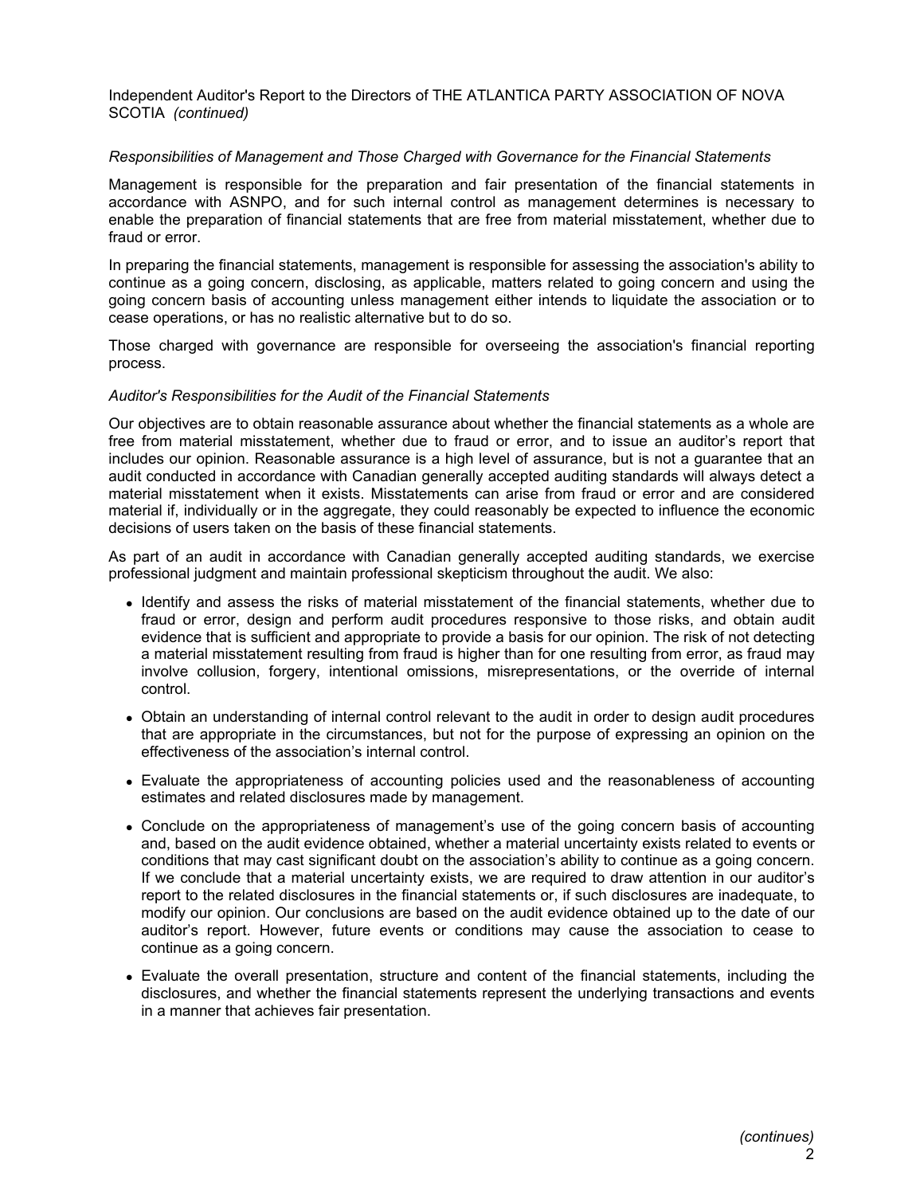Independent Auditor's Report to the Directors of THE ATLANTICA PARTY ASSOCIATION OF NOVA SCOTIA *(continued)*

*Responsibilities of Management and Those Charged with Governance for the Financial Statements*

Management is responsible for the preparation and fair presentation of the financial statements in accordance with ASNPO, and for such internal control as management determines is necessary to enable the preparation of financial statements that are free from material misstatement, whether due to fraud or error.

In preparing the financial statements, management is responsible for assessing the association's ability to continue as a going concern, disclosing, as applicable, matters related to going concern and using the going concern basis of accounting unless management either intends to liquidate the association or to cease operations, or has no realistic alternative but to do so.

Those charged with governance are responsible for overseeing the association's financial reporting process.

*Auditor's Responsibilities for the Audit of the Financial Statements*

Our objectives are to obtain reasonable assurance about whether the financial statements as a whole are free from material misstatement, whether due to fraud or error, and to issue an auditor's report that includes our opinion. Reasonable assurance is a high level of assurance, but is not a guarantee that an audit conducted in accordance with Canadian generally accepted auditing standards will always detect a material misstatement when it exists. Misstatements can arise from fraud or error and are considered material if, individually or in the aggregate, they could reasonably be expected to influence the economic decisions of users taken on the basis of these financial statements.

As part of an audit in accordance with Canadian generally accepted auditing standards, we exercise professional judgment and maintain professional skepticism throughout the audit. We also:

- Identify and assess the risks of material misstatement of the financial statements, whether due to fraud or error, design and perform audit procedures responsive to those risks, and obtain audit evidence that is sufficient and appropriate to provide a basis for our opinion. The risk of not detecting a material misstatement resulting from fraud is higher than for one resulting from error, as fraud may involve collusion, forgery, intentional omissions, misrepresentations, or the override of internal control.
- Obtain an understanding of internal control relevant to the audit in order to design audit procedures that are appropriate in the circumstances, but not for the purpose of expressing an opinion on the effectiveness of the association's internal control.
- Evaluate the appropriateness of accounting policies used and the reasonableness of accounting estimates and related disclosures made by management.
- Conclude on the appropriateness of management's use of the going concern basis of accounting and, based on the audit evidence obtained, whether a material uncertainty exists related to events or conditions that may cast significant doubt on the association's ability to continue as a going concern. If we conclude that a material uncertainty exists, we are required to draw attention in our auditor's report to the related disclosures in the financial statements or, if such disclosures are inadequate, to modify our opinion. Our conclusions are based on the audit evidence obtained up to the date of our auditor's report. However, future events or conditions may cause the association to cease to continue as a going concern.
- Evaluate the overall presentation, structure and content of the financial statements, including the disclosures, and whether the financial statements represent the underlying transactions and events in a manner that achieves fair presentation.

*(continues)*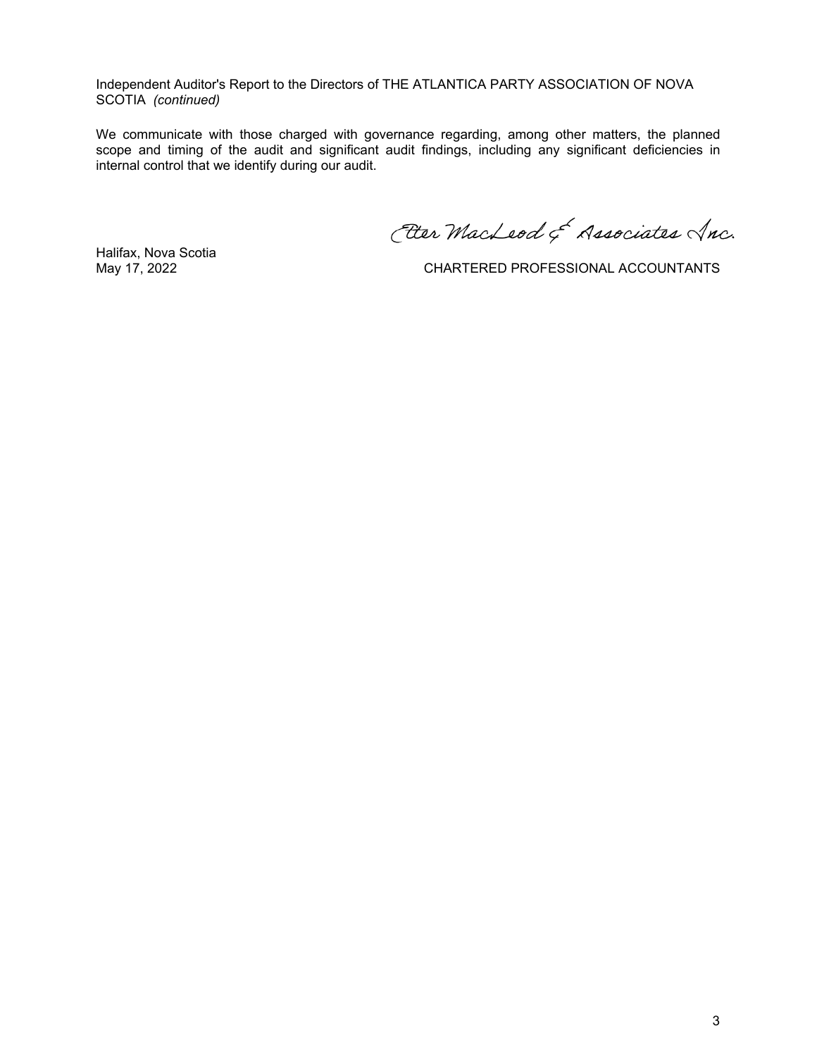Independent Auditor's Report to the Directors of THE ATLANTICA PARTY ASSOCIATION OF NOVA SCOTIA *(continued)*

We communicate with those charged with governance regarding, among other matters, the planned scope and timing of the audit and significant audit findings, including any significant deficiencies in internal control that we identify during our audit.

Etter MacLeod & Associates Inc.

Halifax, Nova Scotia
May 17, 2022

CHARTERED PROFESSIONAL ACCOUNTANTS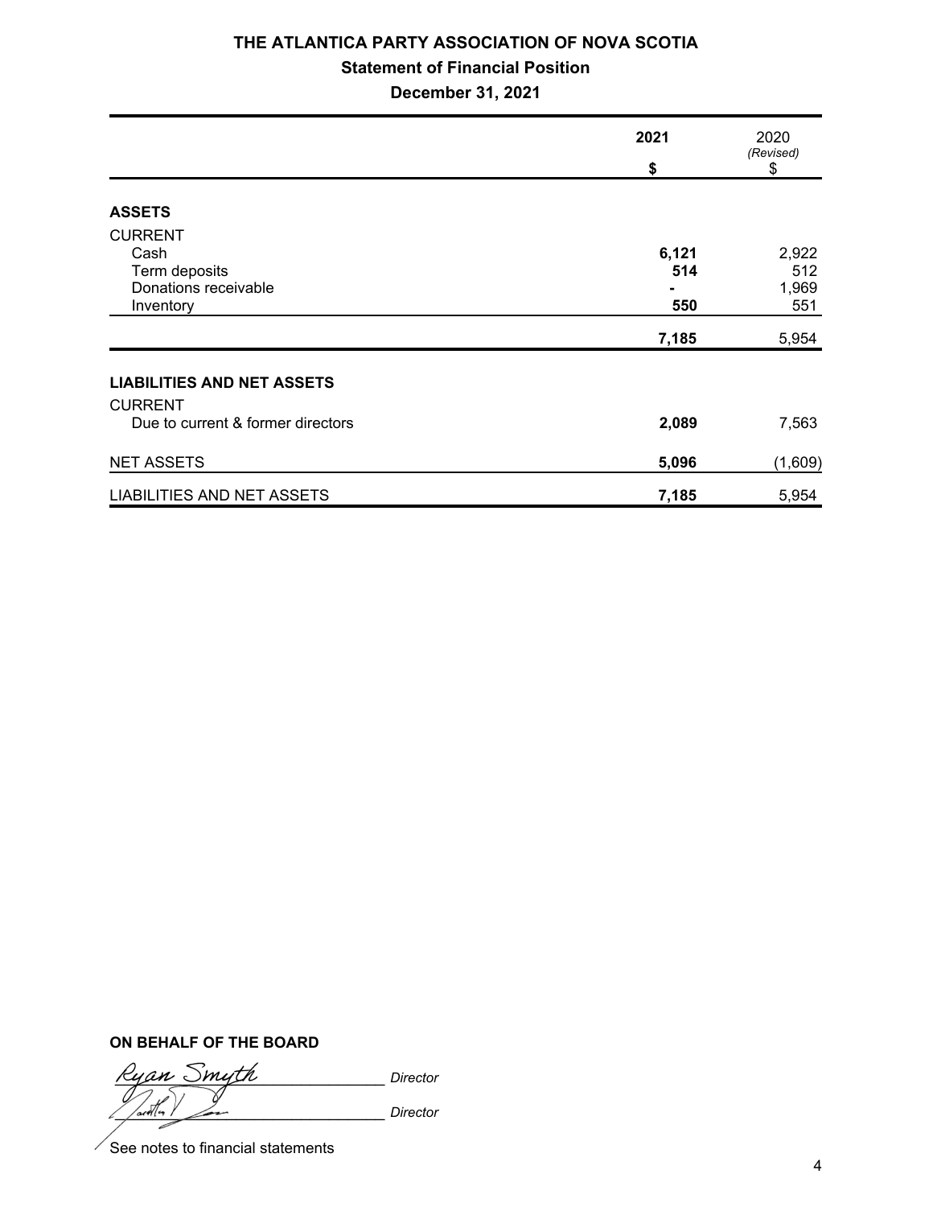# THE ATLANTICA PARTY ASSOCIATION OF NOVA SCOTIA

## Statement of Financial Position

### December 31, 2021

| | 2021<br>$ | 2020<br>*(Revised)*<br>$ |
|---|---|---|
| **ASSETS** | | |
| CURRENT | | |
| Cash | **6,121** | 2,922 |
| Term deposits | **514** | 512 |
| Donations receivable | **-** | 1,969 |
| Inventory | **550** | 551 |
| | **7,185** | 5,954 |
| **LIABILITIES AND NET ASSETS** | | |
| CURRENT | | |
| Due to current & former directors | **2,089** | 7,563 |
| NET ASSETS | **5,096** | (1,609) |
| LIABILITIES AND NET ASSETS | **7,185** | 5,954 |

**ON BEHALF OF THE BOARD**

Ryan Smyth _Director_

_Director_

See notes to financial statements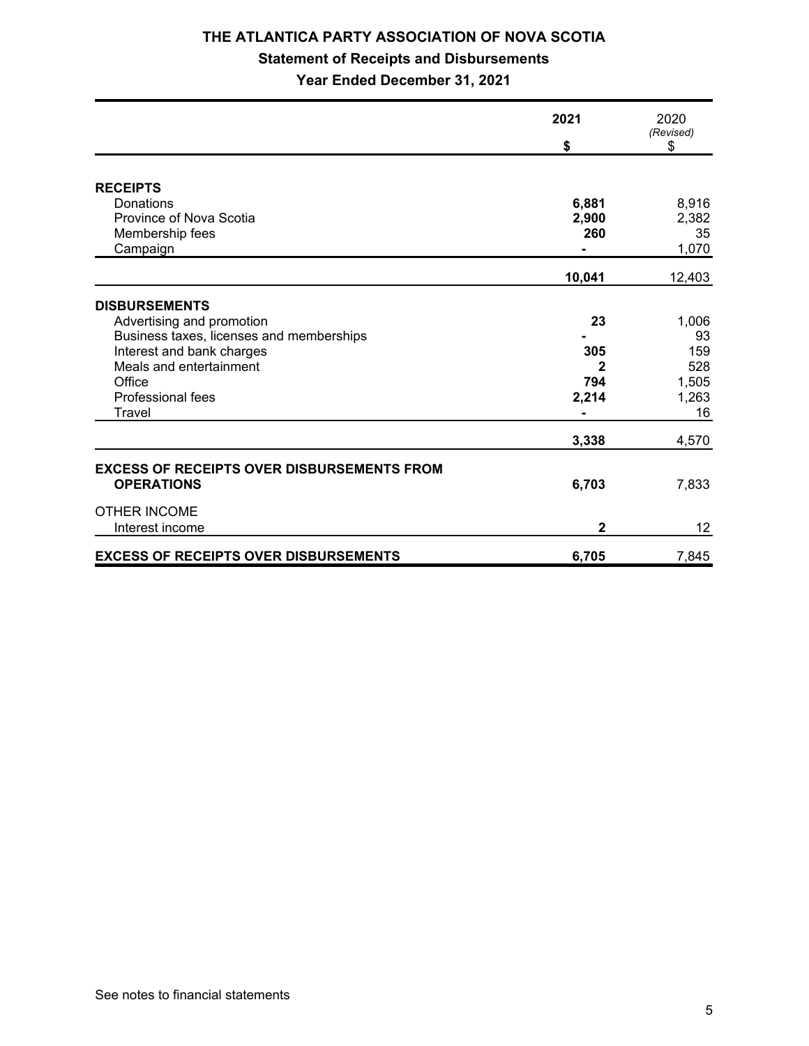# THE ATLANTICA PARTY ASSOCIATION OF NOVA SCOTIA

## Statement of Receipts and Disbursements

## Year Ended December 31, 2021

| | **2021** | 2020 *(Revised)* |
|---|---|---|
| | **$** | $ |
| **RECEIPTS** | | |
| Donations | **6,881** | 8,916 |
| Province of Nova Scotia | **2,900** | 2,382 |
| Membership fees | **260** | 35 |
| Campaign | **-** | 1,070 |
| | **10,041** | 12,403 |
| **DISBURSEMENTS** | | |
| Advertising and promotion | **23** | 1,006 |
| Business taxes, licenses and memberships | **-** | 93 |
| Interest and bank charges | **305** | 159 |
| Meals and entertainment | **2** | 528 |
| Office | **794** | 1,505 |
| Professional fees | **2,214** | 1,263 |
| Travel | **-** | 16 |
| | **3,338** | 4,570 |
| **EXCESS OF RECEIPTS OVER DISBURSEMENTS FROM OPERATIONS** | **6,703** | 7,833 |
| OTHER INCOME | | |
| Interest income | **2** | 12 |
| **EXCESS OF RECEIPTS OVER DISBURSEMENTS** | **6,705** | 7,845 |

See notes to financial statements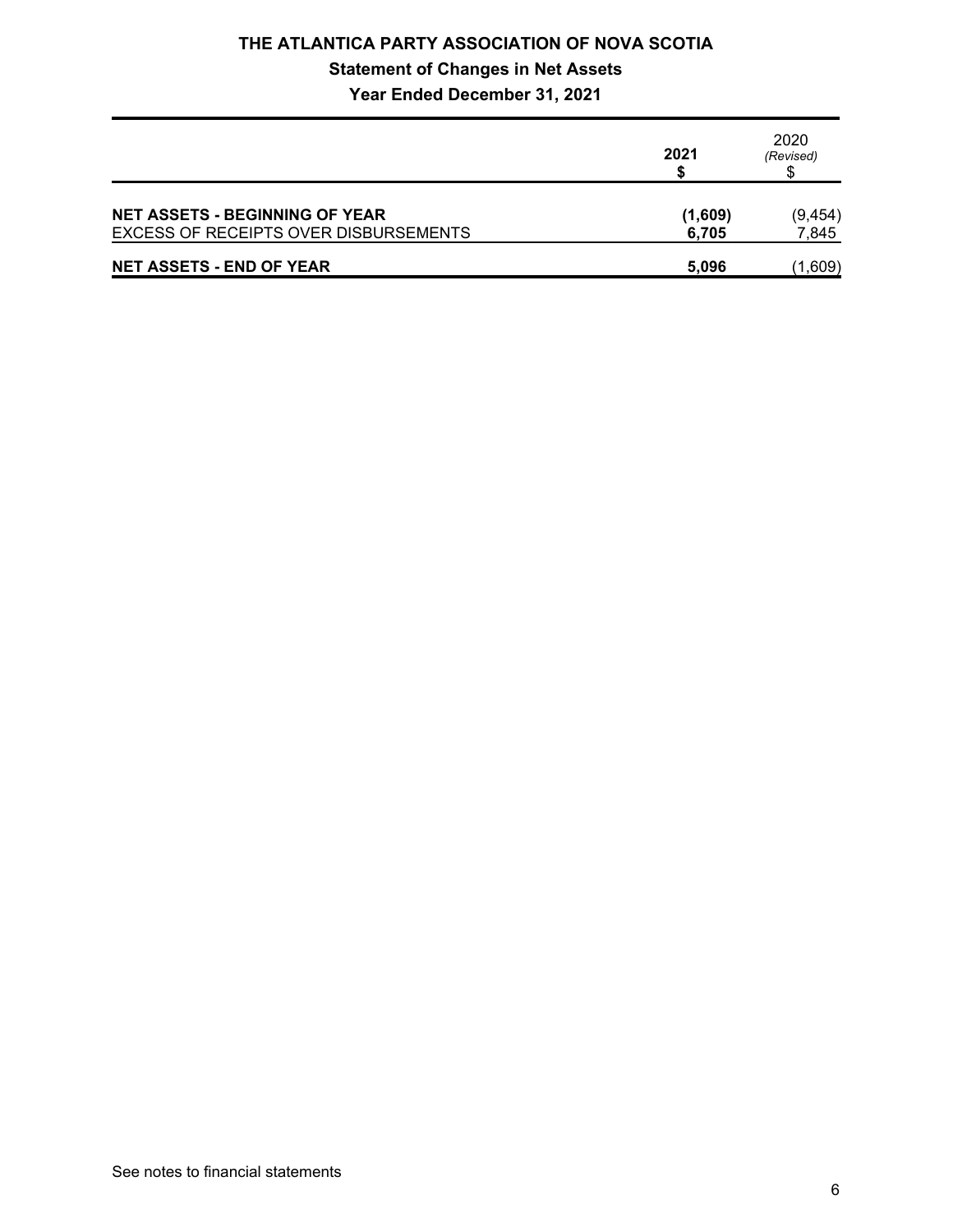# THE ATLANTICA PARTY ASSOCIATION OF NOVA SCOTIA

## Statement of Changes in Net Assets

### Year Ended December 31, 2021

| | **2021** **$** | 2020 *(Revised)* $ |
|---|---|---|
| **NET ASSETS - BEGINNING OF YEAR** | **(1,609)** | (9,454) |
| EXCESS OF RECEIPTS OVER DISBURSEMENTS | **6,705** | 7,845 |
| **NET ASSETS - END OF YEAR** | **5,096** | (1,609) |

See notes to financial statements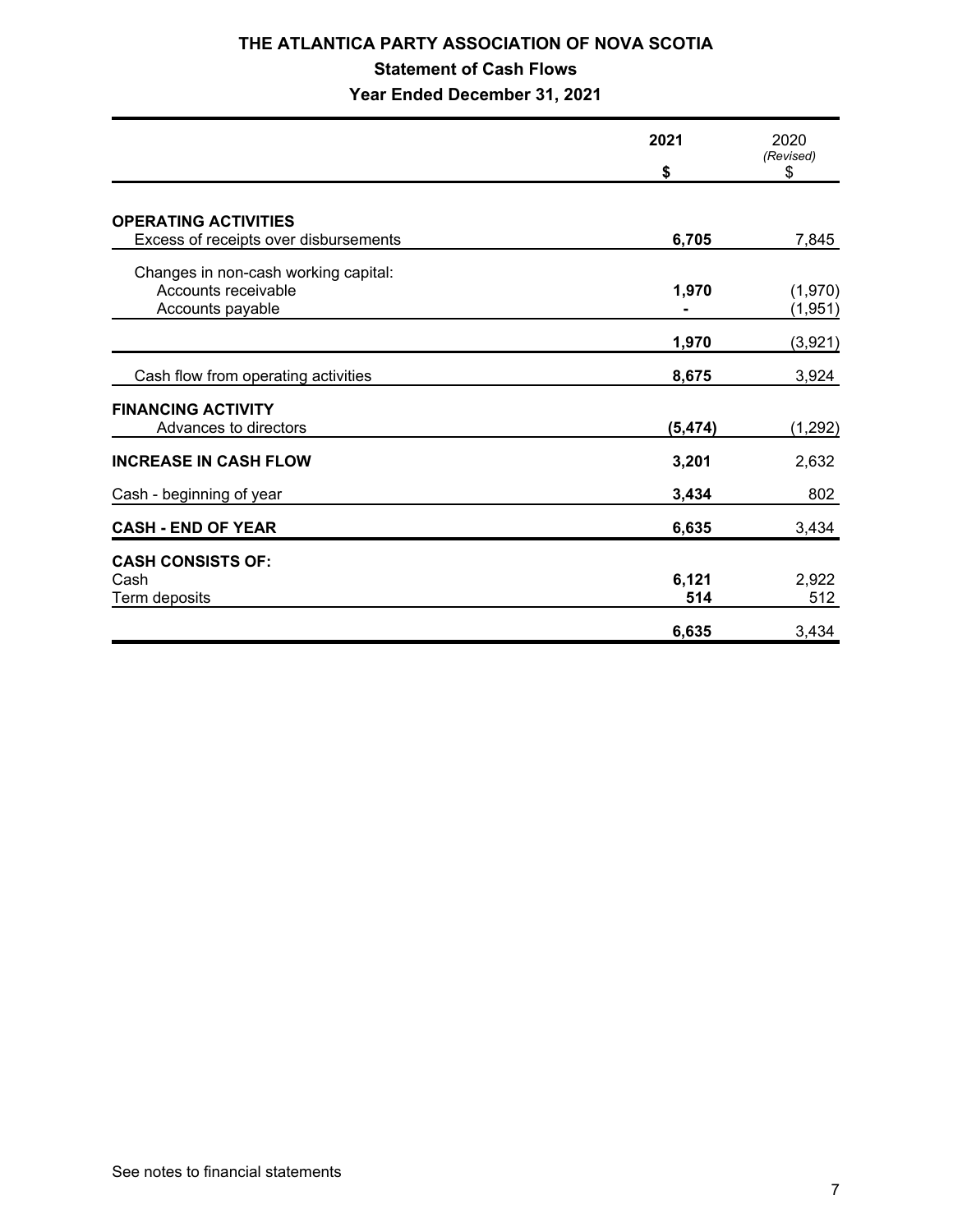# THE ATLANTICA PARTY ASSOCIATION OF NOVA SCOTIA

## Statement of Cash Flows

### Year Ended December 31, 2021

| | **2021** **$** | 2020 *(Revised)* $ |
|---|---|---|
| **OPERATING ACTIVITIES** | | |
| Excess of receipts over disbursements | **6,705** | 7,845 |
| Changes in non-cash working capital: | | |
| Accounts receivable | **1,970** | (1,970) |
| Accounts payable | **-** | (1,951) |
| | **1,970** | (3,921) |
| Cash flow from operating activities | **8,675** | 3,924 |
| **FINANCING ACTIVITY** | | |
| Advances to directors | **(5,474)** | (1,292) |
| **INCREASE IN CASH FLOW** | **3,201** | 2,632 |
| Cash - beginning of year | **3,434** | 802 |
| **CASH - END OF YEAR** | **6,635** | 3,434 |
| **CASH CONSISTS OF:** | | |
| Cash | **6,121** | 2,922 |
| Term deposits | **514** | 512 |
| | **6,635** | 3,434 |

See notes to financial statements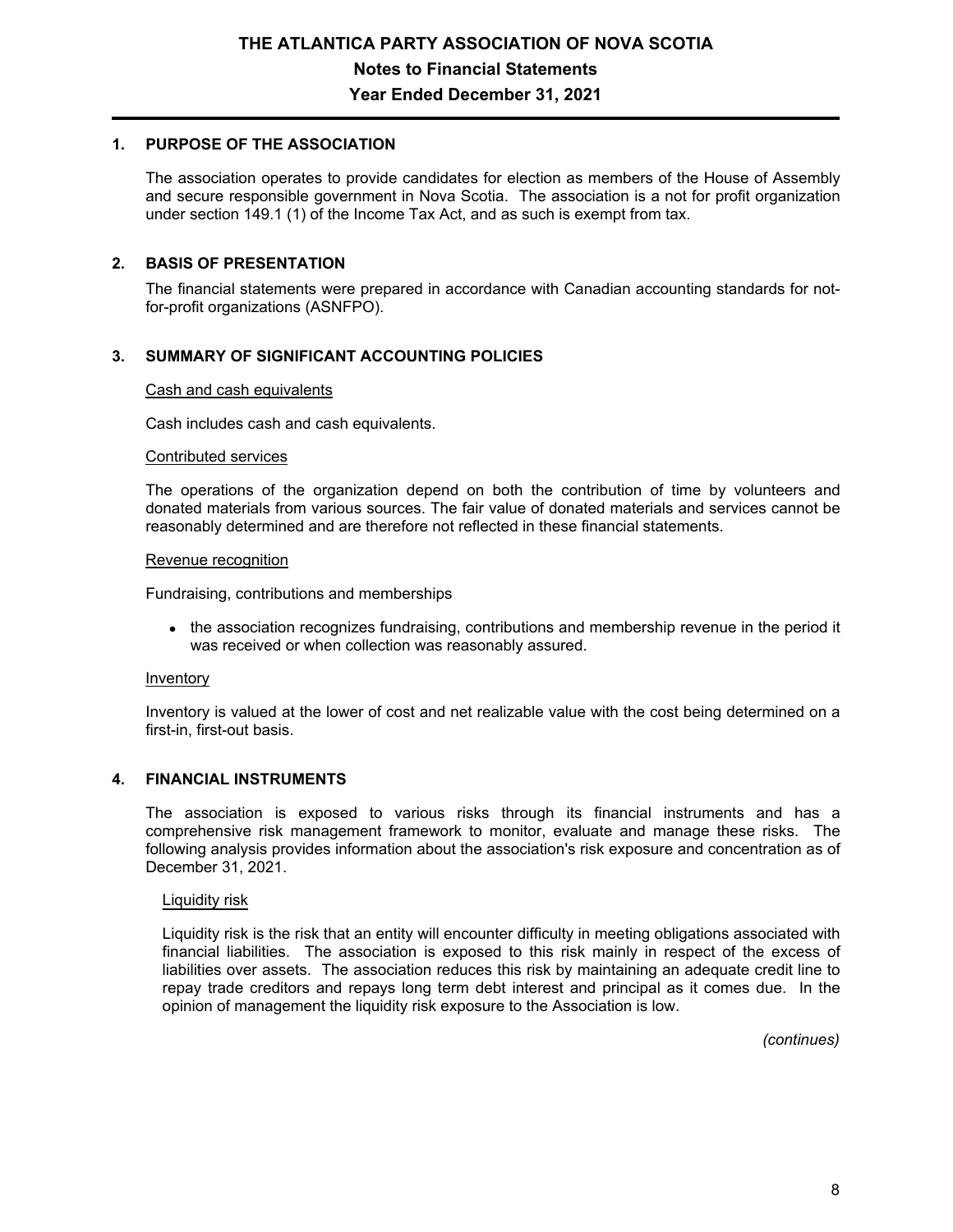# THE ATLANTICA PARTY ASSOCIATION OF NOVA SCOTIA
## Notes to Financial Statements
## Year Ended December 31, 2021

### 1. PURPOSE OF THE ASSOCIATION

The association operates to provide candidates for election as members of the House of Assembly and secure responsible government in Nova Scotia. The association is a not for profit organization under section 149.1 (1) of the Income Tax Act, and as such is exempt from tax.

### 2. BASIS OF PRESENTATION

The financial statements were prepared in accordance with Canadian accounting standards for not-for-profit organizations (ASNFPO).

### 3. SUMMARY OF SIGNIFICANT ACCOUNTING POLICIES

Cash and cash equivalents

Cash includes cash and cash equivalents.

Contributed services

The operations of the organization depend on both the contribution of time by volunteers and donated materials from various sources. The fair value of donated materials and services cannot be reasonably determined and are therefore not reflected in these financial statements.

Revenue recognition

Fundraising, contributions and memberships

- the association recognizes fundraising, contributions and membership revenue in the period it was received or when collection was reasonably assured.

Inventory

Inventory is valued at the lower of cost and net realizable value with the cost being determined on a first-in, first-out basis.

### 4. FINANCIAL INSTRUMENTS

The association is exposed to various risks through its financial instruments and has a comprehensive risk management framework to monitor, evaluate and manage these risks. The following analysis provides information about the association's risk exposure and concentration as of December 31, 2021.

Liquidity risk

Liquidity risk is the risk that an entity will encounter difficulty in meeting obligations associated with financial liabilities. The association is exposed to this risk mainly in respect of the excess of liabilities over assets. The association reduces this risk by maintaining an adequate credit line to repay trade creditors and repays long term debt interest and principal as it comes due. In the opinion of management the liquidity risk exposure to the Association is low.

*(continues)*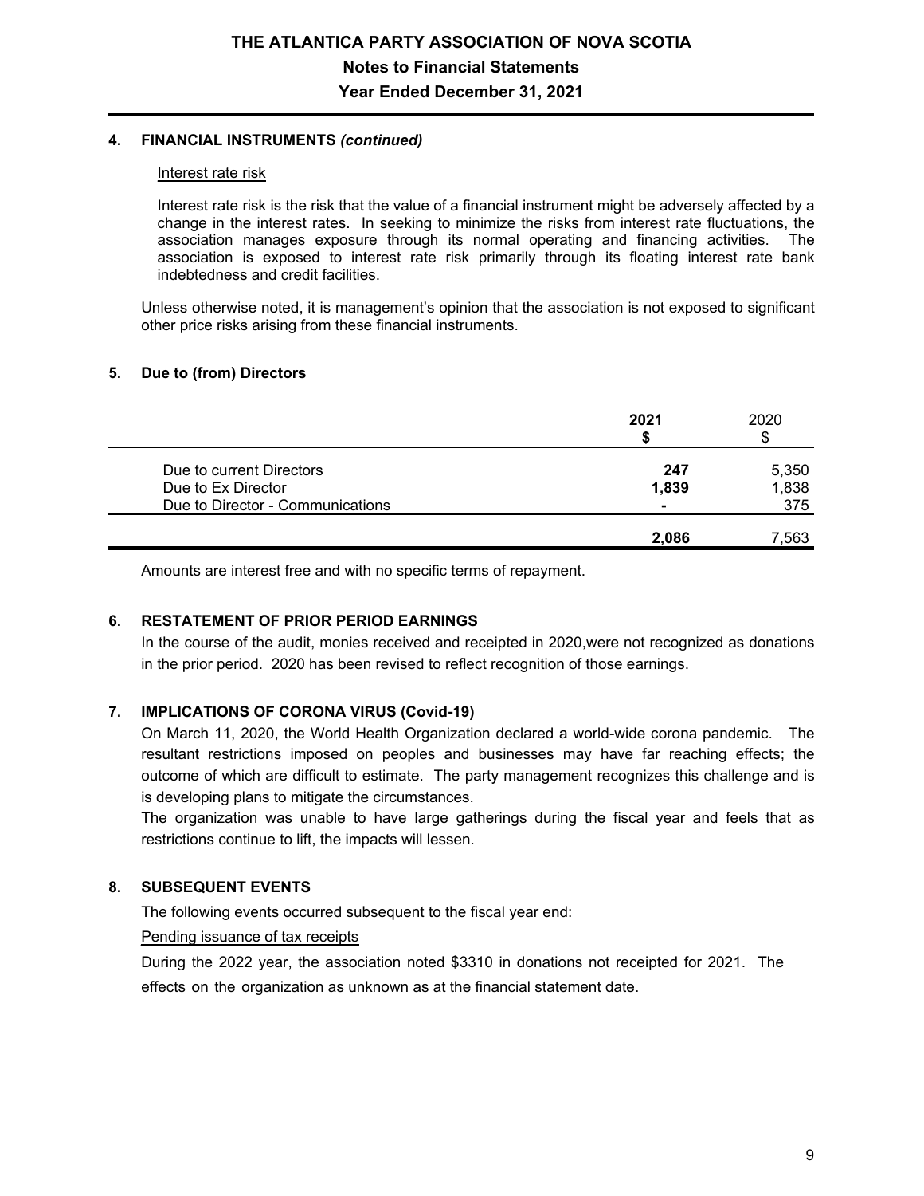## 4. FINANCIAL INSTRUMENTS *(continued)*

Interest rate risk

Interest rate risk is the risk that the value of a financial instrument might be adversely affected by a change in the interest rates. In seeking to minimize the risks from interest rate fluctuations, the association manages exposure through its normal operating and financing activities. The association is exposed to interest rate risk primarily through its floating interest rate bank indebtedness and credit facilities.

Unless otherwise noted, it is management's opinion that the association is not exposed to significant other price risks arising from these financial instruments.

## 5. Due to (from) Directors

| | **2021** **$** | 2020 $ |
|---|---|---|
| Due to current Directors | **247** | 5,350 |
| Due to Ex Director | **1,839** | 1,838 |
| Due to Director - Communications | **-** | 375 |
| | **2,086** | 7,563 |

Amounts are interest free and with no specific terms of repayment.

## 6. RESTATEMENT OF PRIOR PERIOD EARNINGS

In the course of the audit, monies received and receipted in 2020,were not recognized as donations in the prior period. 2020 has been revised to reflect recognition of those earnings.

## 7. IMPLICATIONS OF CORONA VIRUS (Covid-19)

On March 11, 2020, the World Health Organization declared a world-wide corona pandemic. The resultant restrictions imposed on peoples and businesses may have far reaching effects; the outcome of which are difficult to estimate. The party management recognizes this challenge and is is developing plans to mitigate the circumstances.

The organization was unable to have large gatherings during the fiscal year and feels that as restrictions continue to lift, the impacts will lessen.

## 8. SUBSEQUENT EVENTS

The following events occurred subsequent to the fiscal year end:

Pending issuance of tax receipts

During the 2022 year, the association noted $3310 in donations not receipted for 2021. The effects on the organization as unknown as at the financial statement date.